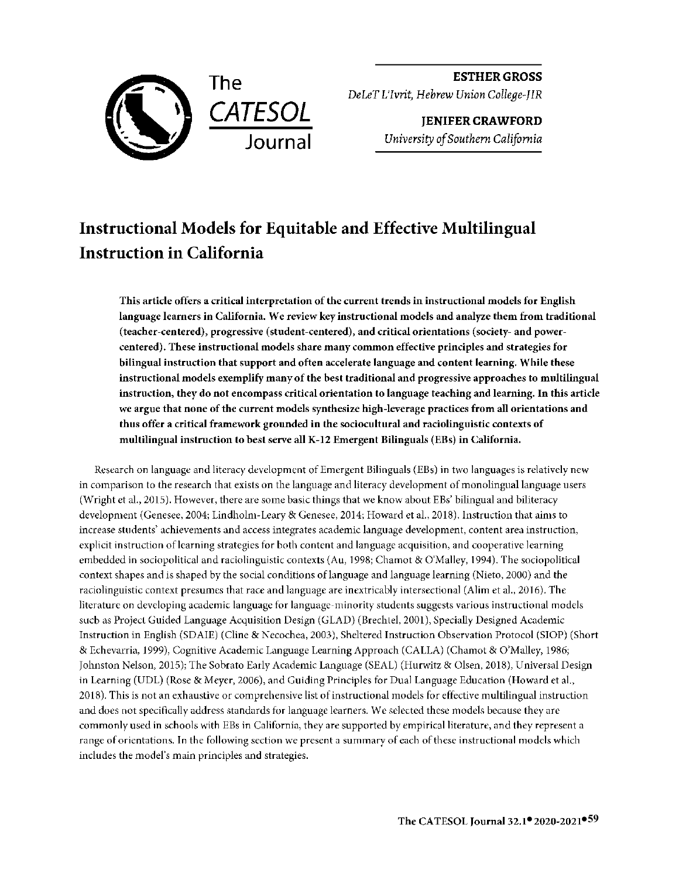**ESTHER GROSS**
*DeLeT L'Ivrit, Hebrew Union College-JIR*

**JENIFER CRAWFORD**
*University of Southern California*

# Instructional Models for Equitable and Effective Multilingual Instruction in California

**This article offers a critical interpretation of the current trends in instructional models for English language learners in California. We review key instructional models and analyze them from traditional (teacher-centered), progressive (student-centered), and critical orientations (society- and power-centered). These instructional models share many common effective principles and strategies for bilingual instruction that support and often accelerate language and content learning. While these instructional models exemplify many of the best traditional and progressive approaches to multilingual instruction, they do not encompass critical orientation to language teaching and learning. In this article we argue that none of the current models synthesize high-leverage practices from all orientations and thus offer a critical framework grounded in the sociocultural and raciolinguistic contexts of multilingual instruction to best serve all K-12 Emergent Bilinguals (EBs) in California.**

Research on language and literacy development of Emergent Bilinguals (EBs) in two languages is relatively new in comparison to the research that exists on the language and literacy development of monolingual language users (Wright et al., 2015). However, there are some basic things that we know about EBs' bilingual and biliteracy development (Genesee, 2004; Lindholm-Leary & Genesee, 2014; Howard et al., 2018). Instruction that aims to increase students' achievements and access integrates academic language development, content area instruction, explicit instruction of learning strategies for both content and language acquisition, and cooperative learning embedded in sociopolitical and raciolinguistic contexts (Au, 1998; Chamot & O'Malley, 1994). The sociopolitical context shapes and is shaped by the social conditions of language and language learning (Nieto, 2000) and the raciolinguistic context presumes that race and language are inextricably intersectional (Alim et al., 2016). The literature on developing academic language for language-minority students suggests various instructional models sucb as Project Guided Language Acquisition Design (GLAD) (Brechtel, 2001), Specially Designed Academic Instruction in English (SDAIE) (Cline & Necochea, 2003), Sheltered Instruction Observation Protocol (SIOP) (Short & Echevarria, 1999), Cognitive Academic Language Learning Approach (CALLA) (Chamot & O'Malley, 1986; Johnston Nelson, 2015); The Sobrato Early Academic Language (SEAL) (Hurwitz & Olsen, 2018), Universal Design in Learning (UDL) (Rose & Meyer, 2006), and Guiding Principles for Dual Language Education (Howard et al., 2018). This is not an exhaustive or comprehensive list of instructional models for effective multilingual instruction and does not specifically address standards for language learners. We selected these models because they are commonly used in schools with EBs in California, they are supported by empirical literature, and they represent a range of orientations. In the following section we present a summary of each of these instructional models which includes the model's main principles and strategies.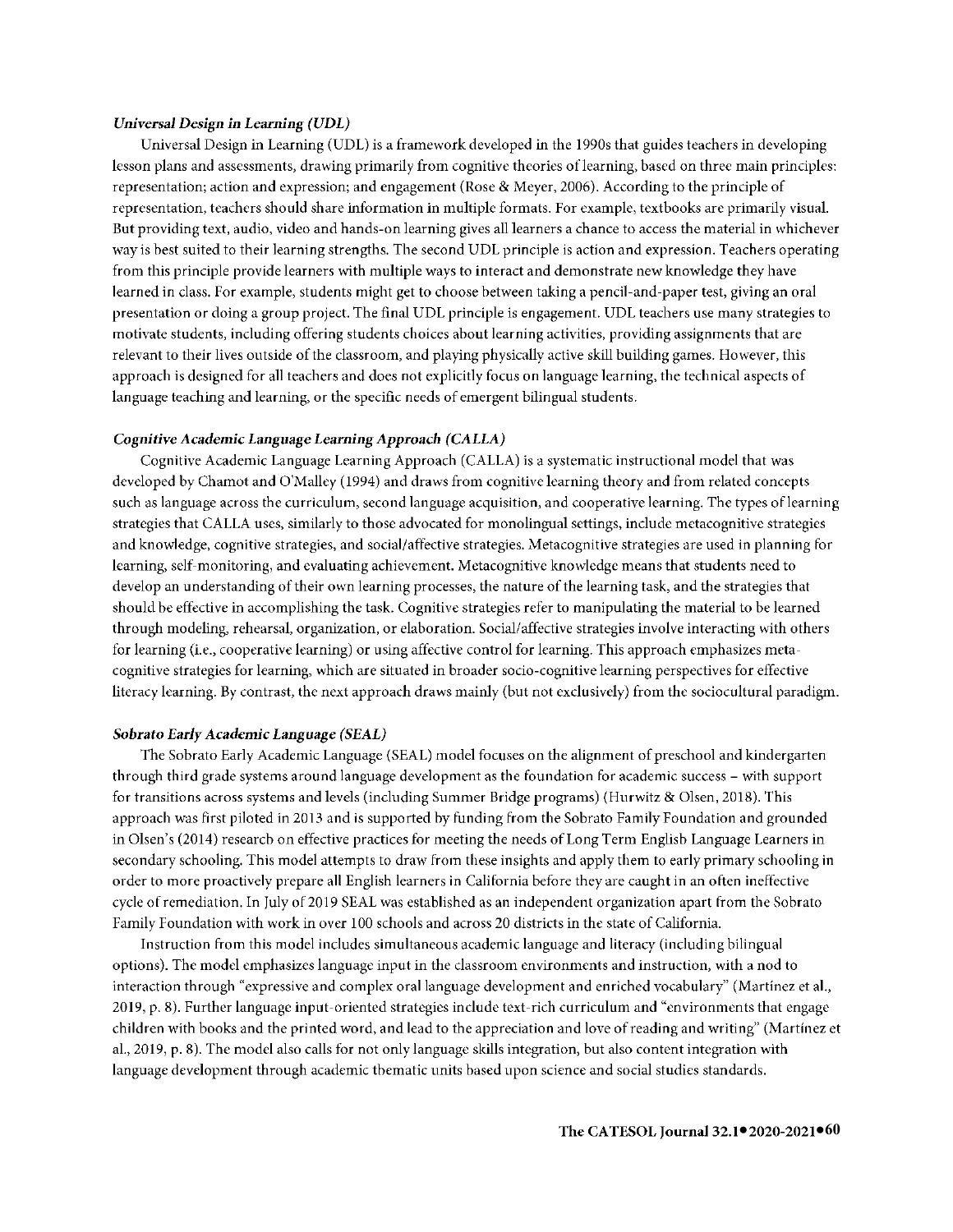### *Universal Design in Learning (UDL)*

Universal Design in Learning (UDL) is a framework developed in the 1990s that guides teachers in developing lesson plans and assessments, drawing primarily from cognitive theories of learning, based on three main principles: representation; action and expression; and engagement (Rose & Meyer, 2006). According to the principle of representation, teachers should share information in multiple formats. For example, textbooks are primarily visual. But providing text, audio, video and hands-on learning gives all learners a chance to access the material in whichever way is best suited to their learning strengths. The second UDL principle is action and expression. Teachers operating from this principle provide learners with multiple ways to interact and demonstrate new knowledge they have learned in class. For example, students might get to choose between taking a pencil-and-paper test, giving an oral presentation or doing a group project. The final UDL principle is engagement. UDL teachers use many strategies to motivate students, including offering students choices about learning activities, providing assignments that are relevant to their lives outside of the classroom, and playing physically active skill building games. However, this approach is designed for all teachers and does not explicitly focus on language learning, the technical aspects of language teaching and learning, or the specific needs of emergent bilingual students.

### *Cognitive Academic Language Learning Approach (CALLA)*

Cognitive Academic Language Learning Approach (CALLA) is a systematic instructional model that was developed by Chamot and O'Malley (1994) and draws from cognitive learning theory and from related concepts such as language across the curriculum, second language acquisition, and cooperative learning. The types of learning strategies that CALLA uses, similarly to those advocated for monolingual settings, include metacognitive strategies and knowledge, cognitive strategies, and social/affective strategies. Metacognitive strategies are used in planning for learning, self-monitoring, and evaluating achievement. Metacognitive knowledge means that students need to develop an understanding of their own learning processes, the nature of the learning task, and the strategies that should be effective in accomplishing the task. Cognitive strategies refer to manipulating the material to be learned through modeling, rehearsal, organization, or elaboration. Social/affective strategies involve interacting with others for learning (i.e., cooperative learning) or using affective control for learning. This approach emphasizes meta-cognitive strategies for learning, which are situated in broader socio-cognitive learning perspectives for effective literacy learning. By contrast, the next approach draws mainly (but not exclusively) from the sociocultural paradigm.

### *Sobrato Early Academic Language (SEAL)*

The Sobrato Early Academic Language (SEAL) model focuses on the alignment of preschool and kindergarten through third grade systems around language development as the foundation for academic success – with support for transitions across systems and levels (including Summer Bridge programs) (Hurwitz & Olsen, 2018). This approach was first piloted in 2013 and is supported by funding from the Sobrato Family Foundation and grounded in Olsen's (2014) research on effective practices for meeting the needs of Long Term English Language Learners in secondary schooling. This model attempts to draw from these insights and apply them to early primary schooling in order to more proactively prepare all English learners in California before they are caught in an often ineffective cycle of remediation. In July of 2019 SEAL was established as an independent organization apart from the Sobrato Family Foundation with work in over 100 schools and across 20 districts in the state of California.

Instruction from this model includes simultaneous academic language and literacy (including bilingual options). The model emphasizes language input in the classroom environments and instruction, with a nod to interaction through "expressive and complex oral language development and enriched vocabulary" (Martínez et al., 2019, p. 8). Further language input-oriented strategies include text-rich curriculum and "environments that engage children with books and the printed word, and lead to the appreciation and love of reading and writing" (Martínez et al., 2019, p. 8). The model also calls for not only language skills integration, but also content integration with language development through academic thematic units based upon science and social studies standards.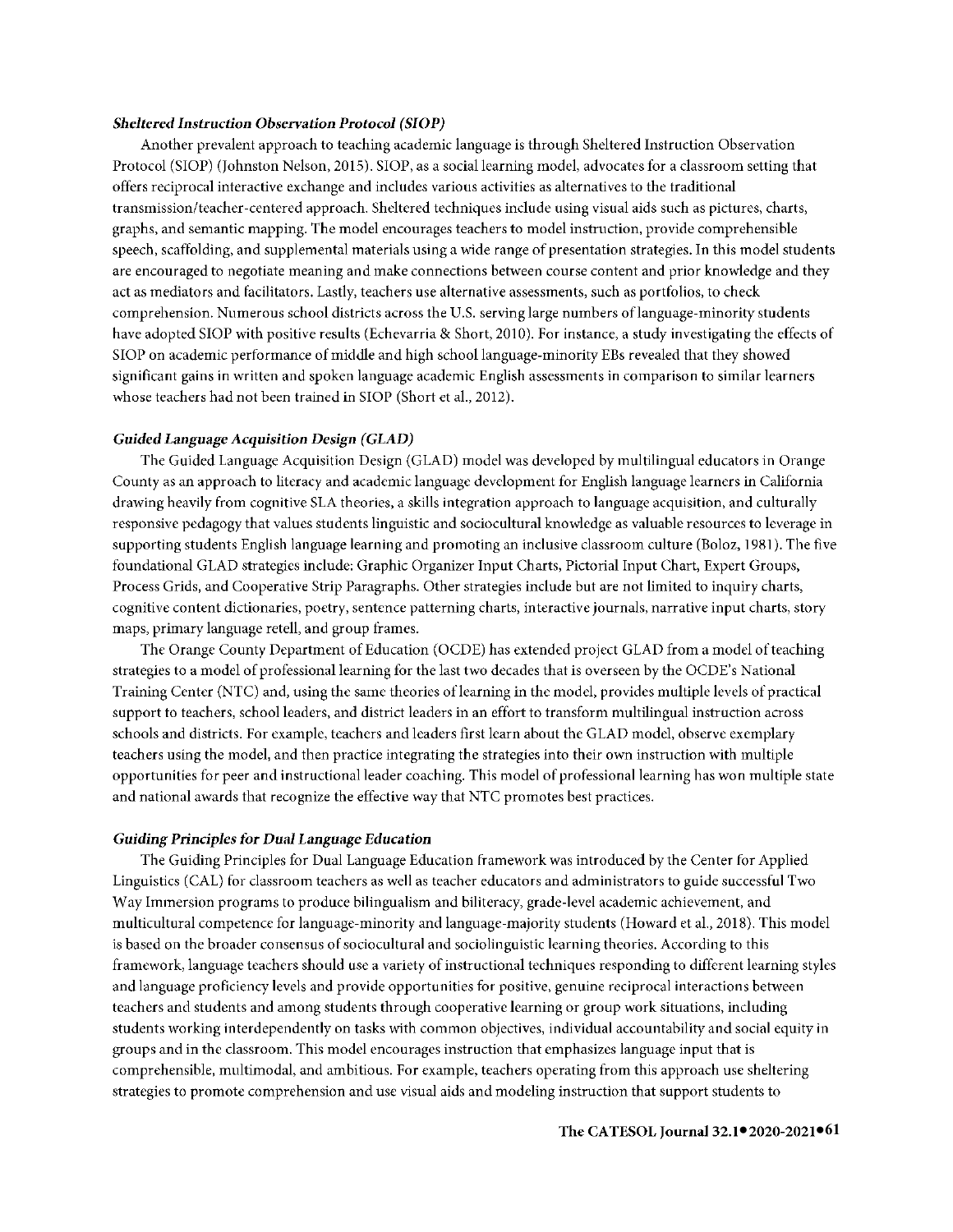### *Sheltered Instruction Observation Protocol (SIOP)*

Another prevalent approach to teaching academic language is through Sheltered Instruction Observation Protocol (SIOP) (Johnston Nelson, 2015). SIOP, as a social learning model, advocates for a classroom setting that offers reciprocal interactive exchange and includes various activities as alternatives to the traditional transmission/teacher-centered approach. Sheltered techniques include using visual aids such as pictures, charts, graphs, and semantic mapping. The model encourages teachers to model instruction, provide comprehensible speech, scaffolding, and supplemental materials using a wide range of presentation strategies. In this model students are encouraged to negotiate meaning and make connections between course content and prior knowledge and they act as mediators and facilitators. Lastly, teachers use alternative assessments, such as portfolios, to check comprehension. Numerous school districts across the U.S. serving large numbers of language-minority students have adopted SIOP with positive results (Echevarria & Short, 2010). For instance, a study investigating the effects of SIOP on academic performance of middle and high school language-minority EBs revealed that they showed significant gains in written and spoken language academic English assessments in comparison to similar learners whose teachers had not been trained in SIOP (Short et al., 2012).

### *Guided Language Acquisition Design (GLAD)*

The Guided Language Acquisition Design (GLAD) model was developed by multilingual educators in Orange County as an approach to literacy and academic language development for English language learners in California drawing heavily from cognitive SLA theories, a skills integration approach to language acquisition, and culturally responsive pedagogy that values students linguistic and sociocultural knowledge as valuable resources to leverage in supporting students English language learning and promoting an inclusive classroom culture (Boloz, 1981). The five foundational GLAD strategies include: Graphic Organizer Input Charts, Pictorial Input Chart, Expert Groups, Process Grids, and Cooperative Strip Paragraphs. Other strategies include but are not limited to inquiry charts, cognitive content dictionaries, poetry, sentence patterning charts, interactive journals, narrative input charts, story maps, primary language retell, and group frames.

The Orange County Department of Education (OCDE) has extended project GLAD from a model of teaching strategies to a model of professional learning for the last two decades that is overseen by the OCDE's National Training Center (NTC) and, using the same theories of learning in the model, provides multiple levels of practical support to teachers, school leaders, and district leaders in an effort to transform multilingual instruction across schools and districts. For example, teachers and leaders first learn about the GLAD model, observe exemplary teachers using the model, and then practice integrating the strategies into their own instruction with multiple opportunities for peer and instructional leader coaching. This model of professional learning has won multiple state and national awards that recognize the effective way that NTC promotes best practices.

### *Guiding Principles for Dual Language Education*

The Guiding Principles for Dual Language Education framework was introduced by the Center for Applied Linguistics (CAL) for classroom teachers as well as teacher educators and administrators to guide successful Two Way Immersion programs to produce bilingualism and biliteracy, grade-level academic achievement, and multicultural competence for language-minority and language-majority students (Howard et al., 2018). This model is based on the broader consensus of sociocultural and sociolinguistic learning theories. According to this framework, language teachers should use a variety of instructional techniques responding to different learning styles and language proficiency levels and provide opportunities for positive, genuine reciprocal interactions between teachers and students and among students through cooperative learning or group work situations, including students working interdependently on tasks with common objectives, individual accountability and social equity in groups and in the classroom. This model encourages instruction that emphasizes language input that is comprehensible, multimodal, and ambitious. For example, teachers operating from this approach use sheltering strategies to promote comprehension and use visual aids and modeling instruction that support students to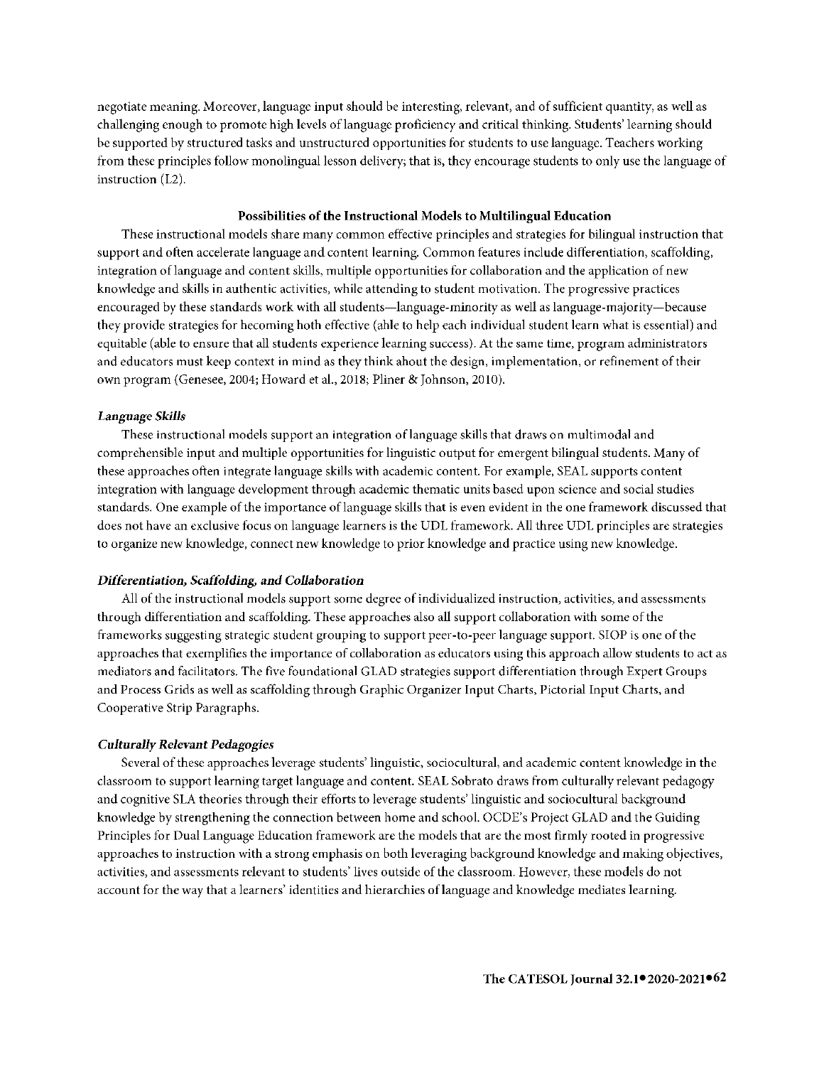negotiate meaning. Moreover, language input should be interesting, relevant, and of sufficient quantity, as well as challenging enough to promote high levels of language proficiency and critical thinking. Students' learning should be supported by structured tasks and unstructured opportunities for students to use language. Teachers working from these principles follow monolingual lesson delivery; that is, they encourage students to only use the language of instruction (L2).

### Possibilities of the Instructional Models to Multilingual Education

These instructional models share many common effective principles and strategies for bilingual instruction that support and often accelerate language and content learning. Common features include differentiation, scaffolding, integration of language and content skills, multiple opportunities for collaboration and the application of new knowledge and skills in authentic activities, while attending to student motivation. The progressive practices encouraged by these standards work with all students—language-minority as well as language-majority—because they provide strategies for becoming both effective (able to help each individual student learn what is essential) and equitable (able to ensure that all students experience learning success). At the same time, program administrators and educators must keep context in mind as they think about the design, implementation, or refinement of their own program (Genesee, 2004; Howard et al., 2018; Pliner & Johnson, 2010).

#### *Language Skills*

These instructional models support an integration of language skills that draws on multimodal and comprehensible input and multiple opportunities for linguistic output for emergent bilingual students. Many of these approaches often integrate language skills with academic content. For example, SEAL supports content integration with language development through academic thematic units based upon science and social studies standards. One example of the importance of language skills that is even evident in the one framework discussed that does not have an exclusive focus on language learners is the UDL framework. All three UDL principles are strategies to organize new knowledge, connect new knowledge to prior knowledge and practice using new knowledge.

#### *Differentiation, Scaffolding, and Collaboration*

All of the instructional models support some degree of individualized instruction, activities, and assessments through differentiation and scaffolding. These approaches also all support collaboration with some of the frameworks suggesting strategic student grouping to support peer-to-peer language support. SIOP is one of the approaches that exemplifies the importance of collaboration as educators using this approach allow students to act as mediators and facilitators. The five foundational GLAD strategies support differentiation through Expert Groups and Process Grids as well as scaffolding through Graphic Organizer Input Charts, Pictorial Input Charts, and Cooperative Strip Paragraphs.

#### *Culturally Relevant Pedagogies*

Several of these approaches leverage students' linguistic, sociocultural, and academic content knowledge in the classroom to support learning target language and content. SEAL Sobrato draws from culturally relevant pedagogy and cognitive SLA theories through their efforts to leverage students' linguistic and sociocultural background knowledge by strengthening the connection between home and school. OCDE's Project GLAD and the Guiding Principles for Dual Language Education framework are the models that are the most firmly rooted in progressive approaches to instruction with a strong emphasis on both leveraging background knowledge and making objectives, activities, and assessments relevant to students' lives outside of the classroom. However, these models do not account for the way that a learners' identities and hierarchies of language and knowledge mediates learning.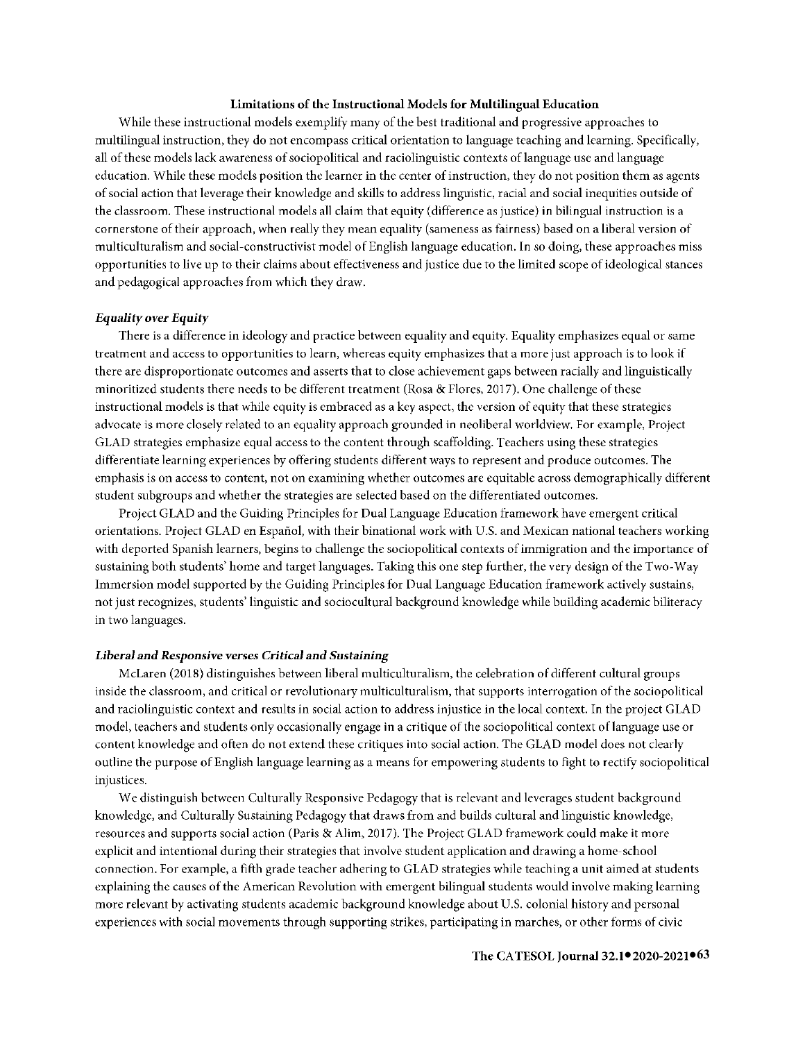## Limitations of the Instructional Models for Multilingual Education

While these instructional models exemplify many of the best traditional and progressive approaches to multilingual instruction, they do not encompass critical orientation to language teaching and learning. Specifically, all of these models lack awareness of sociopolitical and raciolinguistic contexts of language use and language education. While these models position the learner in the center of instruction, they do not position them as agents of social action that leverage their knowledge and skills to address linguistic, racial and social inequities outside of the classroom. These instructional models all claim that equity (difference as justice) in bilingual instruction is a cornerstone of their approach, when really they mean equality (sameness as fairness) based on a liberal version of multiculturalism and social-constructivist model of English language education. In so doing, these approaches miss opportunities to live up to their claims about effectiveness and justice due to the limited scope of ideological stances and pedagogical approaches from which they draw.

### *Equality over Equity*

There is a difference in ideology and practice between equality and equity. Equality emphasizes equal or same treatment and access to opportunities to learn, whereas equity emphasizes that a more just approach is to look if there are disproportionate outcomes and asserts that to close achievement gaps between racially and linguistically minoritized students there needs to be different treatment (Rosa & Flores, 2017). One challenge of these instructional models is that while equity is embraced as a key aspect, the version of equity that these strategies advocate is more closely related to an equality approach grounded in neoliberal worldview. For example, Project GLAD strategies emphasize equal access to the content through scaffolding. Teachers using these strategies differentiate learning experiences by offering students different ways to represent and produce outcomes. The emphasis is on access to content, not on examining whether outcomes are equitable across demographically different student subgroups and whether the strategies are selected based on the differentiated outcomes.

Project GLAD and the Guiding Principles for Dual Language Education framework have emergent critical orientations. Project GLAD en Español, with their binational work with U.S. and Mexican national teachers working with deported Spanish learners, begins to challenge the sociopolitical contexts of immigration and the importance of sustaining both students' home and target languages. Taking this one step further, the very design of the Two-Way Immersion model supported by the Guiding Principles for Dual Language Education framework actively sustains, not just recognizes, students' linguistic and sociocultural background knowledge while building academic biliteracy in two languages.

### *Liberal and Responsive verses Critical and Sustaining*

McLaren (2018) distinguishes between liberal multiculturalism, the celebration of different cultural groups inside the classroom, and critical or revolutionary multiculturalism, that supports interrogation of the sociopolitical and raciolinguistic context and results in social action to address injustice in the local context. In the project GLAD model, teachers and students only occasionally engage in a critique of the sociopolitical context of language use or content knowledge and often do not extend these critiques into social action. The GLAD model does not clearly outline the purpose of English language learning as a means for empowering students to fight to rectify sociopolitical injustices.

We distinguish between Culturally Responsive Pedagogy that is relevant and leverages student background knowledge, and Culturally Sustaining Pedagogy that draws from and builds cultural and linguistic knowledge, resources and supports social action (Paris & Alim, 2017). The Project GLAD framework could make it more explicit and intentional during their strategies that involve student application and drawing a home-school connection. For example, a fifth grade teacher adhering to GLAD strategies while teaching a unit aimed at students explaining the causes of the American Revolution with emergent bilingual students would involve making learning more relevant by activating students academic background knowledge about U.S. colonial history and personal experiences with social movements through supporting strikes, participating in marches, or other forms of civic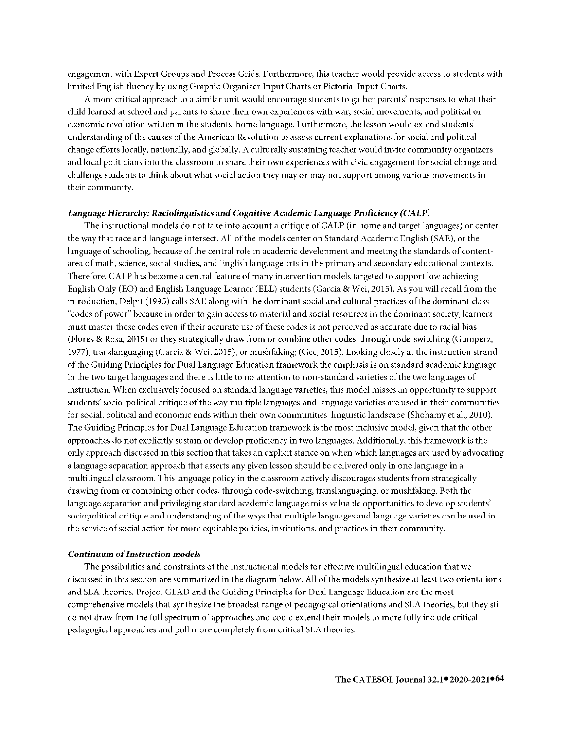engagement with Expert Groups and Process Grids. Furthermore, this teacher would provide access to students with limited English fluency by using Graphic Organizer Input Charts or Pictorial Input Charts.

A more critical approach to a similar unit would encourage students to gather parents' responses to what their child learned at school and parents to share their own experiences with war, social movements, and political or economic revolution written in the students' home language. Furthermore, the lesson would extend students' understanding of the causes of the American Revolution to assess current explanations for social and political change efforts locally, nationally, and globally. A culturally sustaining teacher would invite community organizers and local politicians into the classroom to share their own experiences with civic engagement for social change and challenge students to think about what social action they may or may not support among various movements in their community.

#### *Language Hierarchy: Raciolinguistics and Cognitive Academic Language Proficiency (CALP)*

The instructional models do not take into account a critique of CALP (in home and target languages) or center the way that race and language intersect. All of the models center on Standard Academic English (SAE), or the language of schooling, because of the central role in academic development and meeting the standards of content-area of math, science, social studies, and English language arts in the primary and secondary educational contexts. Therefore, CALP has become a central feature of many intervention models targeted to support low achieving English Only (EO) and English Language Learner (ELL) students (Garcia & Wei, 2015). As you will recall from the introduction, Delpit (1995) calls SAE along with the dominant social and cultural practices of the dominant class "codes of power" because in order to gain access to material and social resources in the dominant society, learners must master these codes even if their accurate use of these codes is not perceived as accurate due to racial bias (Flores & Rosa, 2015) or they strategically draw from or combine other codes, through code-switching (Gumperz, 1977), translanguaging (Garcia & Wei, 2015), or mushfaking; (Gee, 2015). Looking closely at the instruction strand of the Guiding Principles for Dual Language Education framework the emphasis is on standard academic language in the two target languages and there is little to no attention to non-standard varieties of the two languages of instruction. When exclusively focused on standard language varieties, this model misses an opportunity to support students' socio-political critique of the way multiple languages and language varieties are used in their communities for social, political and economic ends within their own communities' linguistic landscape (Shohamy et al., 2010). The Guiding Principles for Dual Language Education framework is the most inclusive model, given that the other approaches do not explicitly sustain or develop proficiency in two languages. Additionally, this framework is the only approach discussed in this section that takes an explicit stance on when which languages are used by advocating a language separation approach that asserts any given lesson should be delivered only in one language in a multilingual classroom. This language policy in the classroom actively discourages students from strategically drawing from or combining other codes, through code-switching, translanguaging, or mushfaking. Both the language separation and privileging standard academic language miss valuable opportunities to develop students' sociopolitical critique and understanding of the ways that multiple languages and language varieties can be used in the service of social action for more equitable policies, institutions, and practices in their community.

#### *Continuum of Instruction models*

The possibilities and constraints of the instructional models for effective multilingual education that we discussed in this section are summarized in the diagram below. All of the models synthesize at least two orientations and SLA theories. Project GLAD and the Guiding Principles for Dual Language Education are the most comprehensive models that synthesize the broadest range of pedagogical orientations and SLA theories, but they still do not draw from the full spectrum of approaches and could extend their models to more fully include critical pedagogical approaches and pull more completely from critical SLA theories.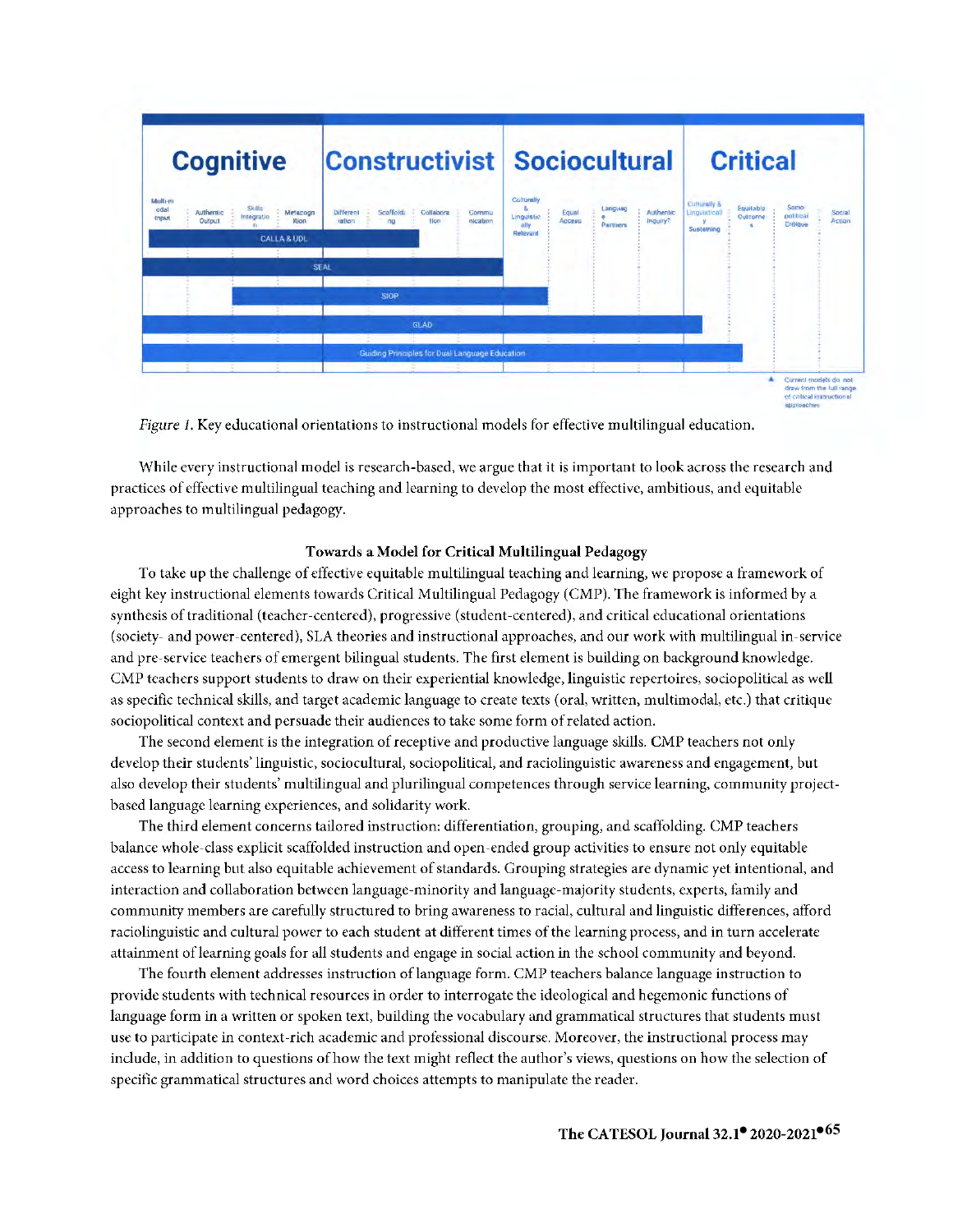*Figure 1.* Key educational orientations to instructional models for effective multilingual education.

While every instructional model is research-based, we argue that it is important to look across the research and practices of effective multilingual teaching and learning to develop the most effective, ambitious, and equitable approaches to multilingual pedagogy.

### Towards a Model for Critical Multilingual Pedagogy

To take up the challenge of effective equitable multilingual teaching and learning, we propose a framework of eight key instructional elements towards Critical Multilingual Pedagogy (CMP). The framework is informed by a synthesis of traditional (teacher-centered), progressive (student-centered), and critical educational orientations (society- and power-centered), SLA theories and instructional approaches, and our work with multilingual in-service and pre-service teachers of emergent bilingual students. The first element is building on background knowledge. CMP teachers support students to draw on their experiential knowledge, linguistic repertoires, sociopolitical as well as specific technical skills, and target academic language to create texts (oral, written, multimodal, etc.) that critique sociopolitical context and persuade their audiences to take some form of related action.

The second element is the integration of receptive and productive language skills. CMP teachers not only develop their students' linguistic, sociocultural, sociopolitical, and raciolinguistic awareness and engagement, but also develop their students' multilingual and plurilingual competences through service learning, community project-based language learning experiences, and solidarity work.

The third element concerns tailored instruction: differentiation, grouping, and scaffolding. CMP teachers balance whole-class explicit scaffolded instruction and open-ended group activities to ensure not only equitable access to learning but also equitable achievement of standards. Grouping strategies are dynamic yet intentional, and interaction and collaboration between language-minority and language-majority students, experts, family and community members are carefully structured to bring awareness to racial, cultural and linguistic differences, afford raciolinguistic and cultural power to each student at different times of the learning process, and in turn accelerate attainment of learning goals for all students and engage in social action in the school community and beyond.

The fourth element addresses instruction of language form. CMP teachers balance language instruction to provide students with technical resources in order to interrogate the ideological and hegemonic functions of language form in a written or spoken text, building the vocabulary and grammatical structures that students must use to participate in context-rich academic and professional discourse. Moreover, the instructional process may include, in addition to questions of how the text might reflect the author's views, questions on how the selection of specific grammatical structures and word choices attempts to manipulate the reader.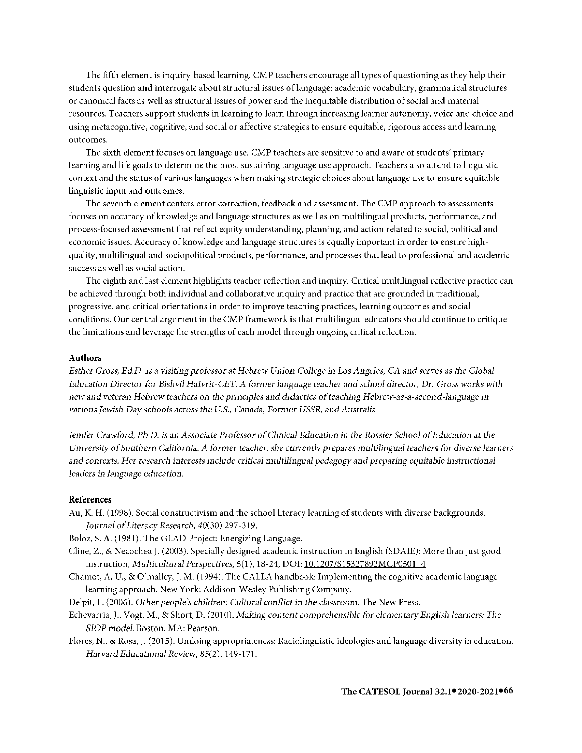The fifth element is inquiry-based learning. CMP teachers encourage all types of questioning as they help their students question and interrogate about structural issues of language: academic vocabulary, grammatical structures or canonical facts as well as structural issues of power and the inequitable distribution of social and material resources. Teachers support students in learning to learn through increasing learner autonomy, voice and choice and using metacognitive, cognitive, and social or affective strategies to ensure equitable, rigorous access and learning outcomes.

The sixth element focuses on language use. CMP teachers are sensitive to and aware of students' primary learning and life goals to determine the most sustaining language use approach. Teachers also attend to linguistic context and the status of various languages when making strategic choices about language use to ensure equitable linguistic input and outcomes.

The seventh element centers error correction, feedback and assessment. The CMP approach to assessments focuses on accuracy of knowledge and language structures as well as on multilingual products, performance, and process-focused assessment that reflect equity understanding, planning, and action related to social, political and economic issues. Accuracy of knowledge and language structures is equally important in order to ensure high-quality, multilingual and sociopolitical products, performance, and processes that lead to professional and academic success as well as social action.

The eighth and last element highlights teacher reflection and inquiry. Critical multilingual reflective practice can be achieved through both individual and collaborative inquiry and practice that are grounded in traditional, progressive, and critical orientations in order to improve teaching practices, learning outcomes and social conditions. Our central argument in the CMP framework is that multilingual educators should continue to critique the limitations and leverage the strengths of each model through ongoing critical reflection.

### Authors

*Esther Gross, Ed.D. is a visiting professor at Hebrew Union College in Los Angeles, CA and serves as the Global Education Director for Bishvil HaIvrit-CET. A former language teacher and school director, Dr. Gross works with new and veteran Hebrew teachers on the principles and didactics of teaching Hebrew-as-a-second-language in various Jewish Day schools across the U.S., Canada, Former USSR, and Australia.*

*Jenifer Crawford, Ph.D. is an Associate Professor of Clinical Education in the Rossier School of Education at the University of Southern California. A former teacher, she currently prepares multilingual teachers for diverse learners and contexts. Her research interests include critical multilingual pedagogy and preparing equitable instructional leaders in language education.*

### References

Au, K. H. (1998). Social constructivism and the school literacy learning of students with diverse backgrounds. *Journal of Literacy Research, 40*(30) 297-319.

Boloz, S. A. (1981). The GLAD Project: Energizing Language.

Cline, Z., & Necochea J. (2003). Specially designed academic instruction in English (SDAIE): More than just good instruction, *Multicultural Perspectives*, 5(1), 18-24, DOI: 10.1207/S15327892MCP0501_4

Chamot, A. U., & O'malley, J. M. (1994). The CALLA handbook: Implementing the cognitive academic language learning approach. New York: Addison-Wesley Publishing Company.

Delpit, L. (2006). *Other people's children: Cultural conflict in the classroom.* The New Press.

Echevarria, J., Vogt, M., & Short, D. (2010). *Making content comprehensible for elementary English learners: The SIOP model.* Boston, MA: Pearson.

Flores, N., & Rosa, J. (2015). Undoing appropriateness: Raciolinguistic ideologies and language diversity in education. *Harvard Educational Review, 85*(2), 149-171.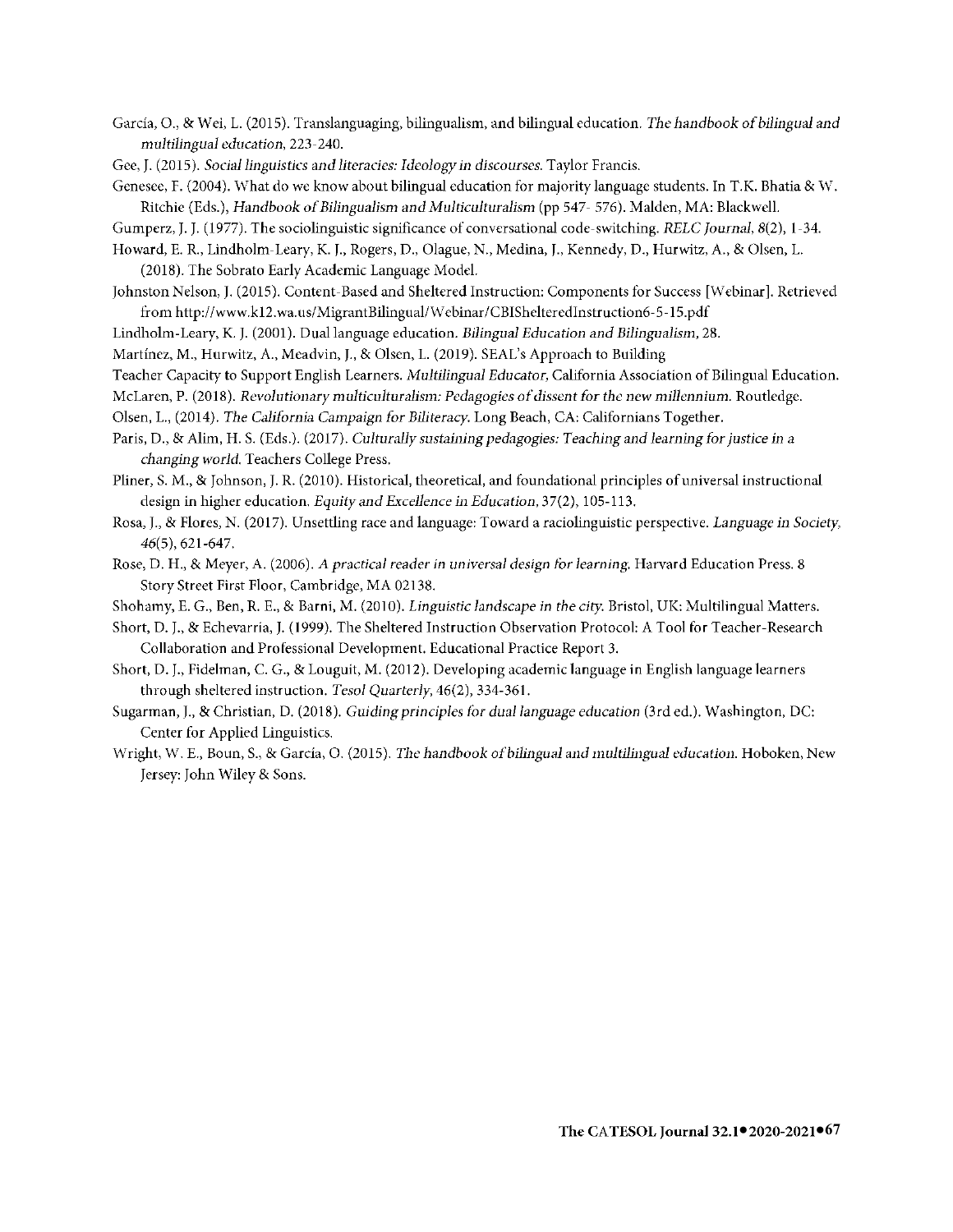García, O., & Wei, L. (2015). Translanguaging, bilingualism, and bilingual education. *The handbook of bilingual and multilingual education*, 223-240.

Gee, J. (2015). *Social linguistics and literacies: Ideology in discourses*. Taylor Francis.

Genesee, F. (2004). What do we know about bilingual education for majority language students. In T.K. Bhatia & W. Ritchie (Eds.), *Handbook of Bilingualism and Multiculturalism* (pp 547- 576). Malden, MA: Blackwell.

Gumperz, J. J. (1977). The sociolinguistic significance of conversational code-switching. *RELC Journal*, *8*(2), 1-34.

Howard, E. R., Lindholm-Leary, K. J., Rogers, D., Olague, N., Medina, J., Kennedy, D., Hurwitz, A., & Olsen, L. (2018). The Sobrato Early Academic Language Model.

Johnston Nelson, J. (2015). Content-Based and Sheltered Instruction: Components for Success [Webinar]. Retrieved from http://www.k12.wa.us/MigrantBilingual/Webinar/CBIShelteredInstruction6-5-15.pdf

Lindholm-Leary, K. J. (2001). Dual language education. *Bilingual Education and Bilingualism*, 28.

Martínez, M., Hurwitz, A., Meadvin, J., & Olsen, L. (2019). SEAL's Approach to Building

Teacher Capacity to Support English Learners. *Multilingual Educator*, California Association of Bilingual Education.

McLaren, P. (2018). *Revolutionary multiculturalism: Pedagogies of dissent for the new millennium*. Routledge.

Olsen, L., (2014). *The California Campaign for Biliteracy*. Long Beach, CA: Californians Together.

Paris, D., & Alim, H. S. (Eds.). (2017). *Culturally sustaining pedagogies: Teaching and learning for justice in a changing world*. Teachers College Press.

Pliner, S. M., & Johnson, J. R. (2010). Historical, theoretical, and foundational principles of universal instructional design in higher education. *Equity and Excellence in Education*, 37(2), 105-113.

Rosa, J., & Flores, N. (2017). Unsettling race and language: Toward a raciolinguistic perspective. *Language in Society*, *46*(5), 621-647.

Rose, D. H., & Meyer, A. (2006). *A practical reader in universal design for learning*. Harvard Education Press. 8 Story Street First Floor, Cambridge, MA 02138.

Shohamy, E. G., Ben, R. E., & Barni, M. (2010). *Linguistic landscape in the city*. Bristol, UK: Multilingual Matters.

Short, D. J., & Echevarria, J. (1999). The Sheltered Instruction Observation Protocol: A Tool for Teacher-Research Collaboration and Professional Development. Educational Practice Report 3.

Short, D. J., Fidelman, C. G., & Louguit, M. (2012). Developing academic language in English language learners through sheltered instruction. *Tesol Quarterly*, 46(2), 334-361.

Sugarman, J., & Christian, D. (2018). *Guiding principles for dual language education* (3rd ed.). Washington, DC: Center for Applied Linguistics.

Wright, W. E., Boun, S., & García, O. (2015). *The handbook of bilingual and multilingual education*. Hoboken, New Jersey: John Wiley & Sons.